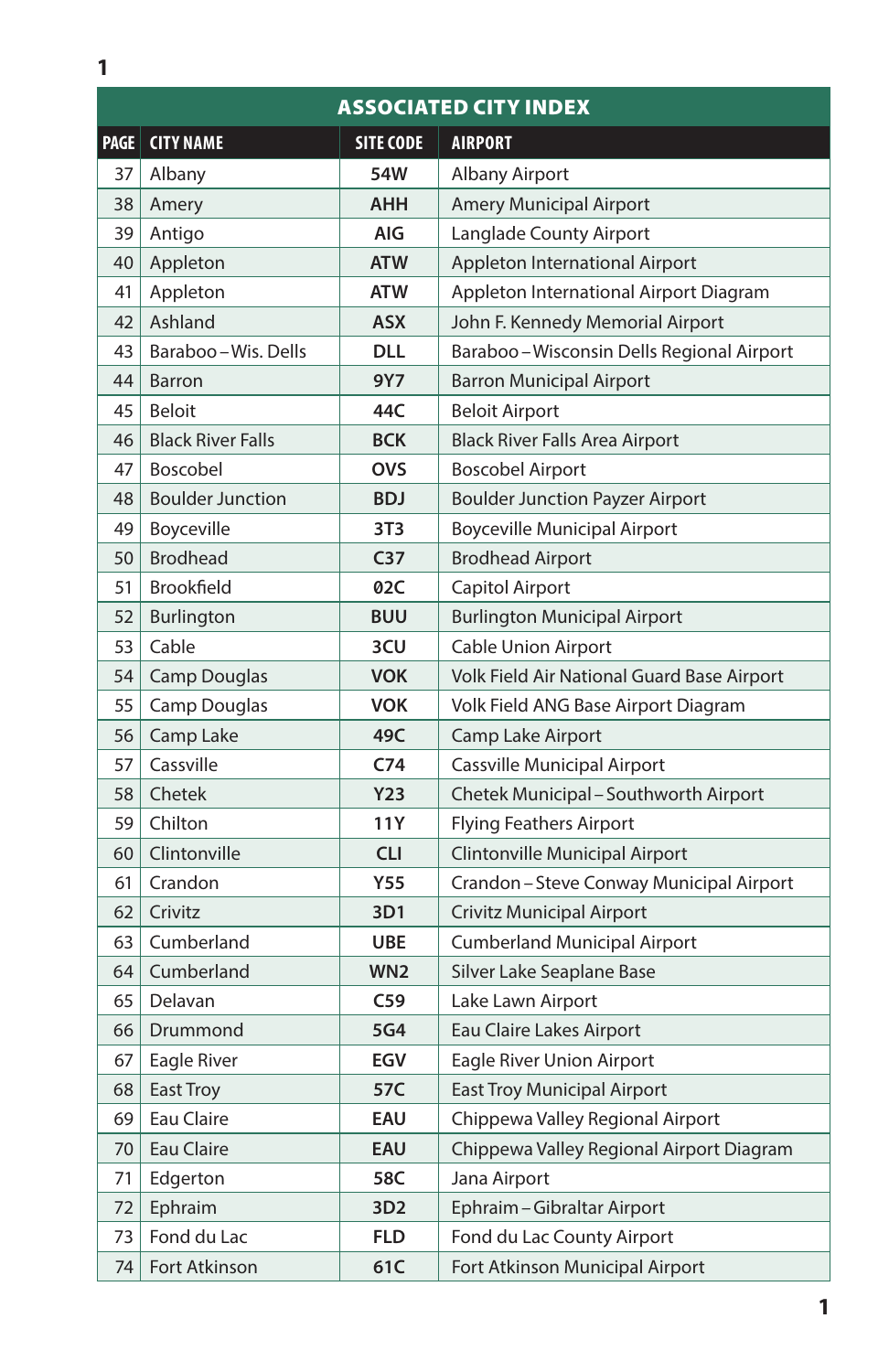| ASSOCIATED CITY INDEX | | | |
|---|---|---|---|
| **PAGE** | **CITY NAME** | **SITE CODE** | **AIRPORT** |
| 37 | Albany | **54W** | Albany Airport |
| 38 | Amery | **AHH** | Amery Municipal Airport |
| 39 | Antigo | **AIG** | Langlade County Airport |
| 40 | Appleton | **ATW** | Appleton International Airport |
| 41 | Appleton | **ATW** | Appleton International Airport Diagram |
| 42 | Ashland | **ASX** | John F. Kennedy Memorial Airport |
| 43 | Baraboo – Wis. Dells | **DLL** | Baraboo – Wisconsin Dells Regional Airport |
| 44 | Barron | **9Y7** | Barron Municipal Airport |
| 45 | Beloit | **44C** | Beloit Airport |
| 46 | Black River Falls | **BCK** | Black River Falls Area Airport |
| 47 | Boscobel | **OVS** | Boscobel Airport |
| 48 | Boulder Junction | **BDJ** | Boulder Junction Payzer Airport |
| 49 | Boyceville | **3T3** | Boyceville Municipal Airport |
| 50 | Brodhead | **C37** | Brodhead Airport |
| 51 | Brookfield | **02C** | Capitol Airport |
| 52 | Burlington | **BUU** | Burlington Municipal Airport |
| 53 | Cable | **3CU** | Cable Union Airport |
| 54 | Camp Douglas | **VOK** | Volk Field Air National Guard Base Airport |
| 55 | Camp Douglas | **VOK** | Volk Field ANG Base Airport Diagram |
| 56 | Camp Lake | **49C** | Camp Lake Airport |
| 57 | Cassville | **C74** | Cassville Municipal Airport |
| 58 | Chetek | **Y23** | Chetek Municipal – Southworth Airport |
| 59 | Chilton | **11Y** | Flying Feathers Airport |
| 60 | Clintonville | **CLI** | Clintonville Municipal Airport |
| 61 | Crandon | **Y55** | Crandon – Steve Conway Municipal Airport |
| 62 | Crivitz | **3D1** | Crivitz Municipal Airport |
| 63 | Cumberland | **UBE** | Cumberland Municipal Airport |
| 64 | Cumberland | **WN2** | Silver Lake Seaplane Base |
| 65 | Delavan | **C59** | Lake Lawn Airport |
| 66 | Drummond | **5G4** | Eau Claire Lakes Airport |
| 67 | Eagle River | **EGV** | Eagle River Union Airport |
| 68 | East Troy | **57C** | East Troy Municipal Airport |
| 69 | Eau Claire | **EAU** | Chippewa Valley Regional Airport |
| 70 | Eau Claire | **EAU** | Chippewa Valley Regional Airport Diagram |
| 71 | Edgerton | **58C** | Jana Airport |
| 72 | Ephraim | **3D2** | Ephraim – Gibraltar Airport |
| 73 | Fond du Lac | **FLD** | Fond du Lac County Airport |
| 74 | Fort Atkinson | **61C** | Fort Atkinson Municipal Airport |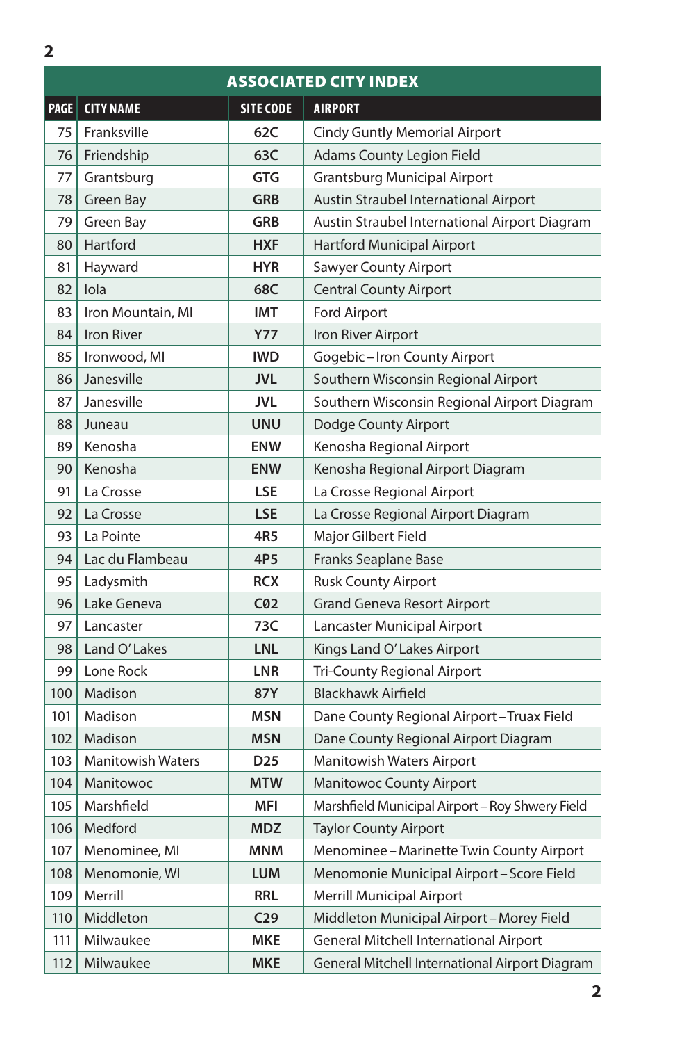## ASSOCIATED CITY INDEX

| PAGE | CITY NAME | SITE CODE | AIRPORT |
|---|---|---|---|
| 75 | Franksville | 62C | Cindy Guntly Memorial Airport |
| 76 | Friendship | 63C | Adams County Legion Field |
| 77 | Grantsburg | GTG | Grantsburg Municipal Airport |
| 78 | Green Bay | GRB | Austin Straubel International Airport |
| 79 | Green Bay | GRB | Austin Straubel International Airport Diagram |
| 80 | Hartford | HXF | Hartford Municipal Airport |
| 81 | Hayward | HYR | Sawyer County Airport |
| 82 | Iola | 68C | Central County Airport |
| 83 | Iron Mountain, MI | IMT | Ford Airport |
| 84 | Iron River | Y77 | Iron River Airport |
| 85 | Ironwood, MI | IWD | Gogebic – Iron County Airport |
| 86 | Janesville | JVL | Southern Wisconsin Regional Airport |
| 87 | Janesville | JVL | Southern Wisconsin Regional Airport Diagram |
| 88 | Juneau | UNU | Dodge County Airport |
| 89 | Kenosha | ENW | Kenosha Regional Airport |
| 90 | Kenosha | ENW | Kenosha Regional Airport Diagram |
| 91 | La Crosse | LSE | La Crosse Regional Airport |
| 92 | La Crosse | LSE | La Crosse Regional Airport Diagram |
| 93 | La Pointe | 4R5 | Major Gilbert Field |
| 94 | Lac du Flambeau | 4P5 | Franks Seaplane Base |
| 95 | Ladysmith | RCX | Rusk County Airport |
| 96 | Lake Geneva | C02 | Grand Geneva Resort Airport |
| 97 | Lancaster | 73C | Lancaster Municipal Airport |
| 98 | Land O' Lakes | LNL | Kings Land O' Lakes Airport |
| 99 | Lone Rock | LNR | Tri-County Regional Airport |
| 100 | Madison | 87Y | Blackhawk Airfield |
| 101 | Madison | MSN | Dane County Regional Airport – Truax Field |
| 102 | Madison | MSN | Dane County Regional Airport Diagram |
| 103 | Manitowish Waters | D25 | Manitowish Waters Airport |
| 104 | Manitowoc | MTW | Manitowoc County Airport |
| 105 | Marshfield | MFI | Marshfield Municipal Airport – Roy Shwery Field |
| 106 | Medford | MDZ | Taylor County Airport |
| 107 | Menominee, MI | MNM | Menominee – Marinette Twin County Airport |
| 108 | Menomonie, WI | LUM | Menomonie Municipal Airport – Score Field |
| 109 | Merrill | RRL | Merrill Municipal Airport |
| 110 | Middleton | C29 | Middleton Municipal Airport – Morey Field |
| 111 | Milwaukee | MKE | General Mitchell International Airport |
| 112 | Milwaukee | MKE | General Mitchell International Airport Diagram |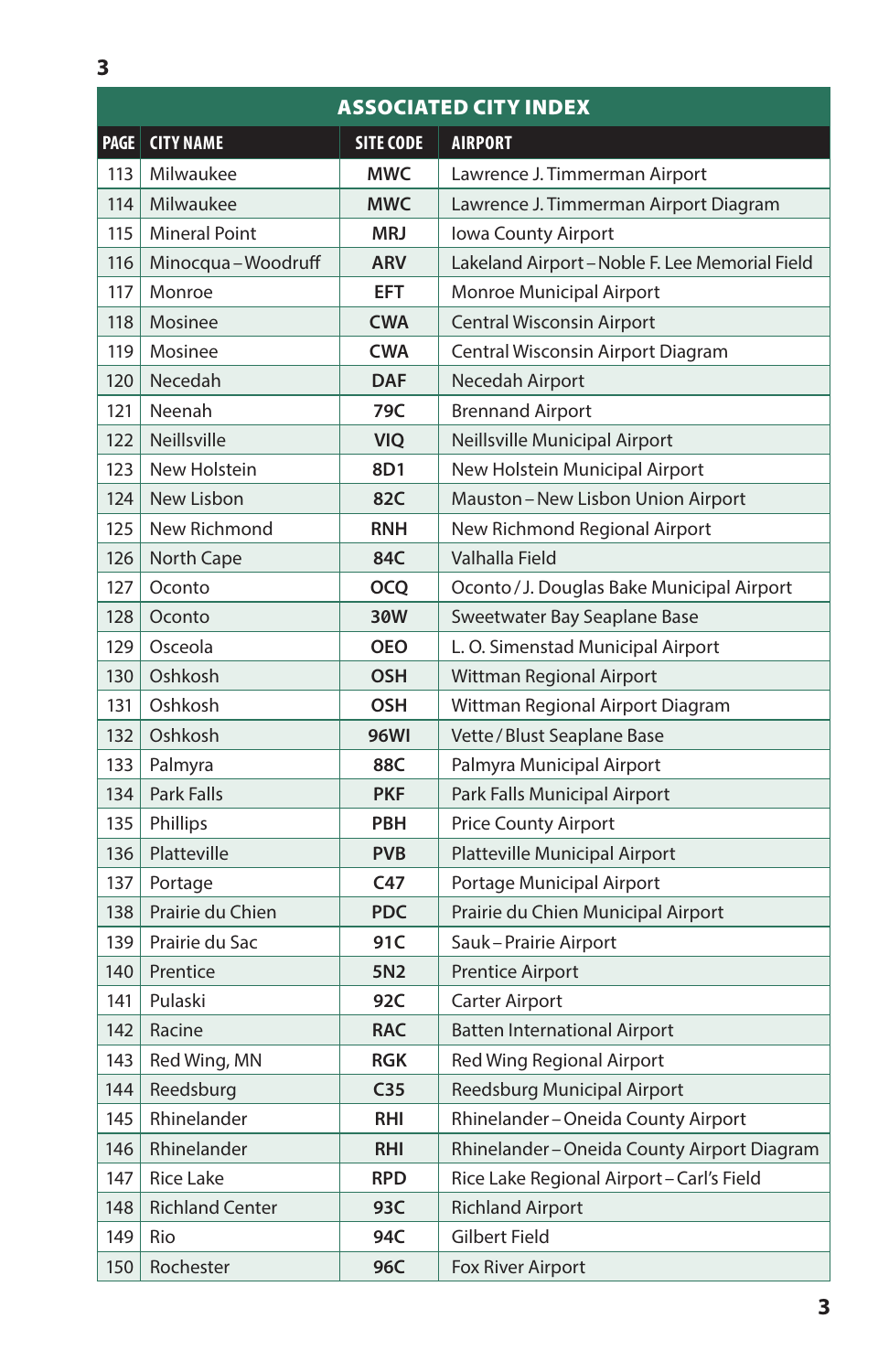## ASSOCIATED CITY INDEX

| PAGE | CITY NAME | SITE CODE | AIRPORT |
|---|---|---|---|
| 113 | Milwaukee | MWC | Lawrence J. Timmerman Airport |
| 114 | Milwaukee | MWC | Lawrence J. Timmerman Airport Diagram |
| 115 | Mineral Point | MRJ | Iowa County Airport |
| 116 | Minocqua – Woodruff | ARV | Lakeland Airport – Noble F. Lee Memorial Field |
| 117 | Monroe | EFT | Monroe Municipal Airport |
| 118 | Mosinee | CWA | Central Wisconsin Airport |
| 119 | Mosinee | CWA | Central Wisconsin Airport Diagram |
| 120 | Necedah | DAF | Necedah Airport |
| 121 | Neenah | 79C | Brennand Airport |
| 122 | Neillsville | VIQ | Neillsville Municipal Airport |
| 123 | New Holstein | 8D1 | New Holstein Municipal Airport |
| 124 | New Lisbon | 82C | Mauston – New Lisbon Union Airport |
| 125 | New Richmond | RNH | New Richmond Regional Airport |
| 126 | North Cape | 84C | Valhalla Field |
| 127 | Oconto | OCQ | Oconto / J. Douglas Bake Municipal Airport |
| 128 | Oconto | 30W | Sweetwater Bay Seaplane Base |
| 129 | Osceola | OEO | L. O. Simenstad Municipal Airport |
| 130 | Oshkosh | OSH | Wittman Regional Airport |
| 131 | Oshkosh | OSH | Wittman Regional Airport Diagram |
| 132 | Oshkosh | 96WI | Vette / Blust Seaplane Base |
| 133 | Palmyra | 88C | Palmyra Municipal Airport |
| 134 | Park Falls | PKF | Park Falls Municipal Airport |
| 135 | Phillips | PBH | Price County Airport |
| 136 | Platteville | PVB | Platteville Municipal Airport |
| 137 | Portage | C47 | Portage Municipal Airport |
| 138 | Prairie du Chien | PDC | Prairie du Chien Municipal Airport |
| 139 | Prairie du Sac | 91C | Sauk – Prairie Airport |
| 140 | Prentice | 5N2 | Prentice Airport |
| 141 | Pulaski | 92C | Carter Airport |
| 142 | Racine | RAC | Batten International Airport |
| 143 | Red Wing, MN | RGK | Red Wing Regional Airport |
| 144 | Reedsburg | C35 | Reedsburg Municipal Airport |
| 145 | Rhinelander | RHI | Rhinelander – Oneida County Airport |
| 146 | Rhinelander | RHI | Rhinelander – Oneida County Airport Diagram |
| 147 | Rice Lake | RPD | Rice Lake Regional Airport – Carl's Field |
| 148 | Richland Center | 93C | Richland Airport |
| 149 | Rio | 94C | Gilbert Field |
| 150 | Rochester | 96C | Fox River Airport |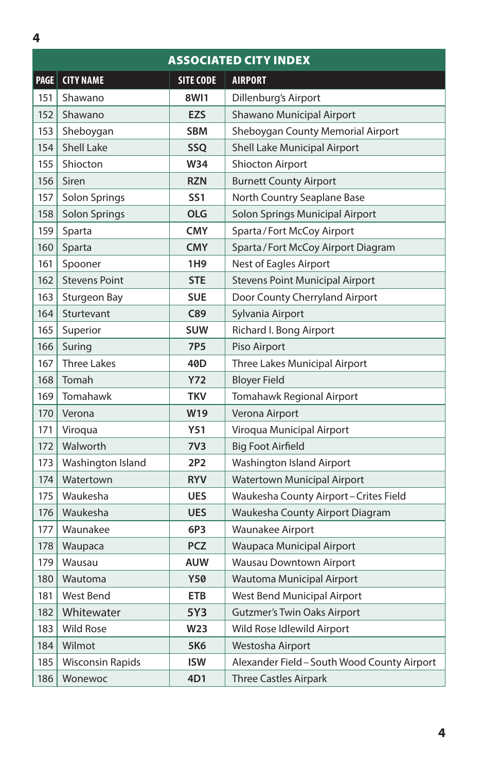## ASSOCIATED CITY INDEX

| PAGE | CITY NAME | SITE CODE | AIRPORT |
|---|---|---|---|
| 151 | Shawano | 8WI1 | Dillenburg's Airport |
| 152 | Shawano | EZS | Shawano Municipal Airport |
| 153 | Sheboygan | SBM | Sheboygan County Memorial Airport |
| 154 | Shell Lake | SSQ | Shell Lake Municipal Airport |
| 155 | Shiocton | W34 | Shiocton Airport |
| 156 | Siren | RZN | Burnett County Airport |
| 157 | Solon Springs | SS1 | North Country Seaplane Base |
| 158 | Solon Springs | OLG | Solon Springs Municipal Airport |
| 159 | Sparta | CMY | Sparta / Fort McCoy Airport |
| 160 | Sparta | CMY | Sparta / Fort McCoy Airport Diagram |
| 161 | Spooner | 1H9 | Nest of Eagles Airport |
| 162 | Stevens Point | STE | Stevens Point Municipal Airport |
| 163 | Sturgeon Bay | SUE | Door County Cherryland Airport |
| 164 | Sturtevant | C89 | Sylvania Airport |
| 165 | Superior | SUW | Richard I. Bong Airport |
| 166 | Suring | 7P5 | Piso Airport |
| 167 | Three Lakes | 40D | Three Lakes Municipal Airport |
| 168 | Tomah | Y72 | Bloyer Field |
| 169 | Tomahawk | TKV | Tomahawk Regional Airport |
| 170 | Verona | W19 | Verona Airport |
| 171 | Viroqua | Y51 | Viroqua Municipal Airport |
| 172 | Walworth | 7V3 | Big Foot Airfield |
| 173 | Washington Island | 2P2 | Washington Island Airport |
| 174 | Watertown | RYV | Watertown Municipal Airport |
| 175 | Waukesha | UES | Waukesha County Airport – Crites Field |
| 176 | Waukesha | UES | Waukesha County Airport Diagram |
| 177 | Waunakee | 6P3 | Waunakee Airport |
| 178 | Waupaca | PCZ | Waupaca Municipal Airport |
| 179 | Wausau | AUW | Wausau Downtown Airport |
| 180 | Wautoma | Y50 | Wautoma Municipal Airport |
| 181 | West Bend | ETB | West Bend Municipal Airport |
| 182 | Whitewater | 5Y3 | Gutzmer's Twin Oaks Airport |
| 183 | Wild Rose | W23 | Wild Rose Idlewild Airport |
| 184 | Wilmot | 5K6 | Westosha Airport |
| 185 | Wisconsin Rapids | ISW | Alexander Field – South Wood County Airport |
| 186 | Wonewoc | 4D1 | Three Castles Airpark |